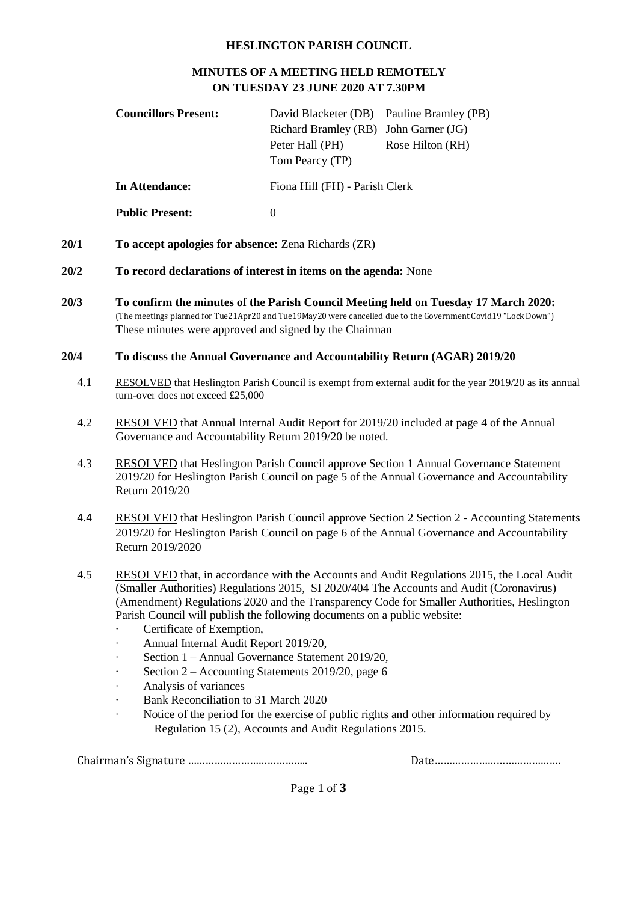# HESLINGTON PARISH COUNCIL

## MINUTES OF A MEETING HELD REMOTELY ON TUESDAY 23 JUNE 2020 AT 7.30PM

| | | |
|---|---|---|
| **Councillors Present:** | David Blacketer (DB) | Pauline Bramley (PB) |
| | Richard Bramley (RB) | John Garner (JG) |
| | Peter Hall (PH) | Rose Hilton (RH) |
| | Tom Pearcy (TP) | |
| **In Attendance:** | Fiona Hill (FH) - Parish Clerk | |
| **Public Present:** | 0 | |

**20/1 To accept apologies for absence:** Zena Richards (ZR)

**20/2 To record declarations of interest in items on the agenda:** None

**20/3 To confirm the minutes of the Parish Council Meeting held on Tuesday 17 March 2020:**
(The meetings planned for Tue21Apr20 and Tue19May20 were cancelled due to the Government Covid19 "Lock Down")
These minutes were approved and signed by the Chairman

**20/4 To discuss the Annual Governance and Accountability Return (AGAR) 2019/20**

4.1 RESOLVED that Heslington Parish Council is exempt from external audit for the year 2019/20 as its annual turn-over does not exceed £25,000

4.2 RESOLVED that Annual Internal Audit Report for 2019/20 included at page 4 of the Annual Governance and Accountability Return 2019/20 be noted.

4.3 RESOLVED that Heslington Parish Council approve Section 1 Annual Governance Statement 2019/20 for Heslington Parish Council on page 5 of the Annual Governance and Accountability Return 2019/20

4.4 RESOLVED that Heslington Parish Council approve Section 2 Section 2 - Accounting Statements 2019/20 for Heslington Parish Council on page 6 of the Annual Governance and Accountability Return 2019/2020

4.5 RESOLVED that, in accordance with the Accounts and Audit Regulations 2015, the Local Audit (Smaller Authorities) Regulations 2015, SI 2020/404 The Accounts and Audit (Coronavirus) (Amendment) Regulations 2020 and the Transparency Code for Smaller Authorities, Heslington Parish Council will publish the following documents on a public website:

- Certificate of Exemption,
- Annual Internal Audit Report 2019/20,
- Section 1 – Annual Governance Statement 2019/20,
- Section 2 – Accounting Statements 2019/20, page 6
- Analysis of variances
- Bank Reconciliation to 31 March 2020
- Notice of the period for the exercise of public rights and other information required by Regulation 15 (2), Accounts and Audit Regulations 2015.

Chairman's Signature …………………………………… Date……………………………………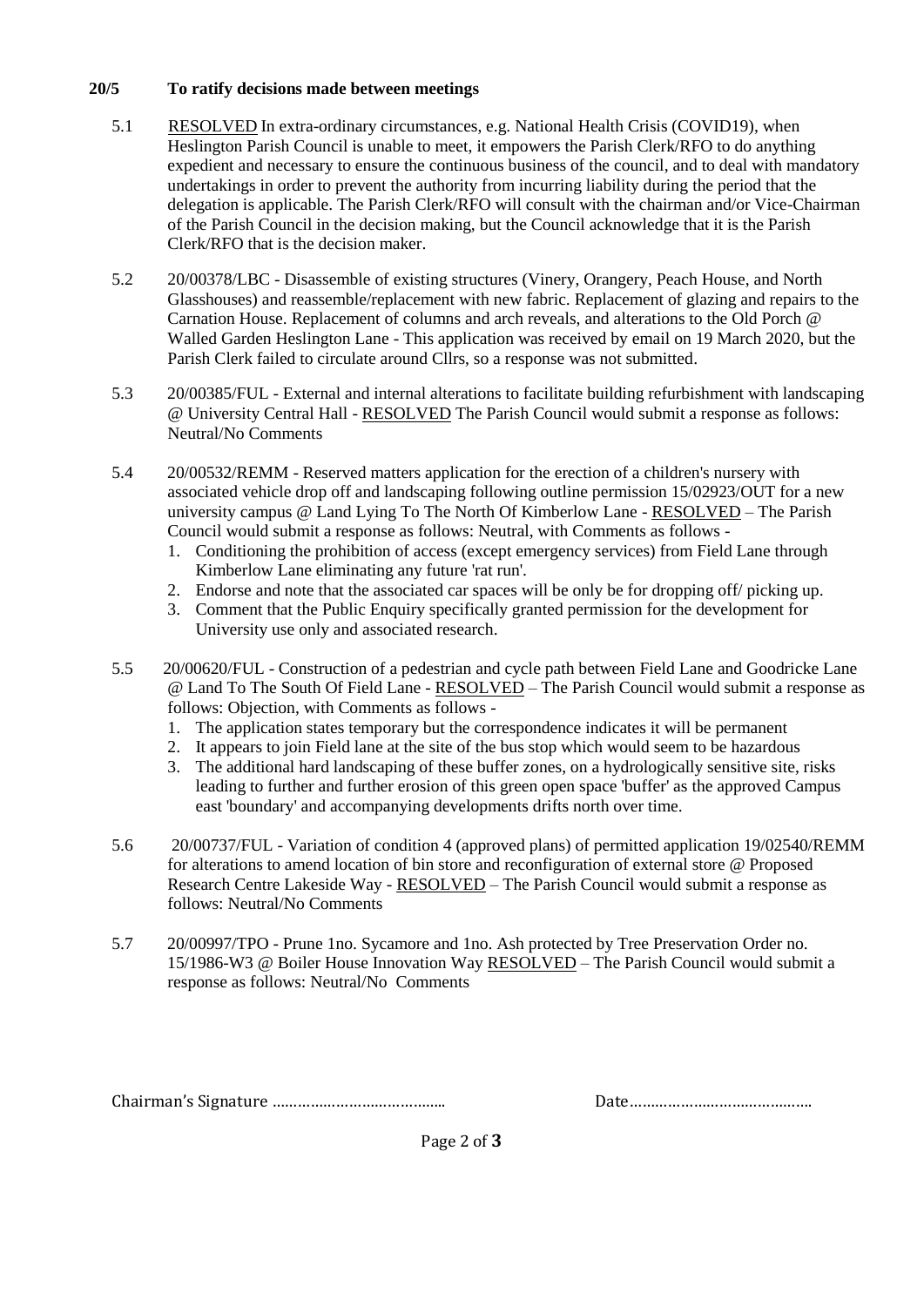**20/5 To ratify decisions made between meetings**

5.1 RESOLVED In extra-ordinary circumstances, e.g. National Health Crisis (COVID19), when Heslington Parish Council is unable to meet, it empowers the Parish Clerk/RFO to do anything expedient and necessary to ensure the continuous business of the council, and to deal with mandatory undertakings in order to prevent the authority from incurring liability during the period that the delegation is applicable. The Parish Clerk/RFO will consult with the chairman and/or Vice-Chairman of the Parish Council in the decision making, but the Council acknowledge that it is the Parish Clerk/RFO that is the decision maker.

5.2 20/00378/LBC - Disassemble of existing structures (Vinery, Orangery, Peach House, and North Glasshouses) and reassemble/replacement with new fabric. Replacement of glazing and repairs to the Carnation House. Replacement of columns and arch reveals, and alterations to the Old Porch @ Walled Garden Heslington Lane - This application was received by email on 19 March 2020, but the Parish Clerk failed to circulate around Cllrs, so a response was not submitted.

5.3 20/00385/FUL - External and internal alterations to facilitate building refurbishment with landscaping @ University Central Hall - RESOLVED The Parish Council would submit a response as follows: Neutral/No Comments

5.4 20/00532/REMM - Reserved matters application for the erection of a children's nursery with associated vehicle drop off and landscaping following outline permission 15/02923/OUT for a new university campus @ Land Lying To The North Of Kimberlow Lane - RESOLVED – The Parish Council would submit a response as follows: Neutral, with Comments as follows -

1. Conditioning the prohibition of access (except emergency services) from Field Lane through Kimberlow Lane eliminating any future 'rat run'.
2. Endorse and note that the associated car spaces will be only be for dropping off/ picking up.
3. Comment that the Public Enquiry specifically granted permission for the development for University use only and associated research.

5.5 20/00620/FUL - Construction of a pedestrian and cycle path between Field Lane and Goodricke Lane @ Land To The South Of Field Lane - RESOLVED – The Parish Council would submit a response as follows: Objection, with Comments as follows -

1. The application states temporary but the correspondence indicates it will be permanent
2. It appears to join Field lane at the site of the bus stop which would seem to be hazardous
3. The additional hard landscaping of these buffer zones, on a hydrologically sensitive site, risks leading to further and further erosion of this green open space 'buffer' as the approved Campus east 'boundary' and accompanying developments drifts north over time.

5.6 20/00737/FUL - Variation of condition 4 (approved plans) of permitted application 19/02540/REMM for alterations to amend location of bin store and reconfiguration of external store @ Proposed Research Centre Lakeside Way - RESOLVED – The Parish Council would submit a response as follows: Neutral/No Comments

5.7 20/00997/TPO - Prune 1no. Sycamore and 1no. Ash protected by Tree Preservation Order no. 15/1986-W3 @ Boiler House Innovation Way RESOLVED – The Parish Council would submit a response as follows: Neutral/No Comments

Chairman's Signature ………………………………….. Date…………………………………….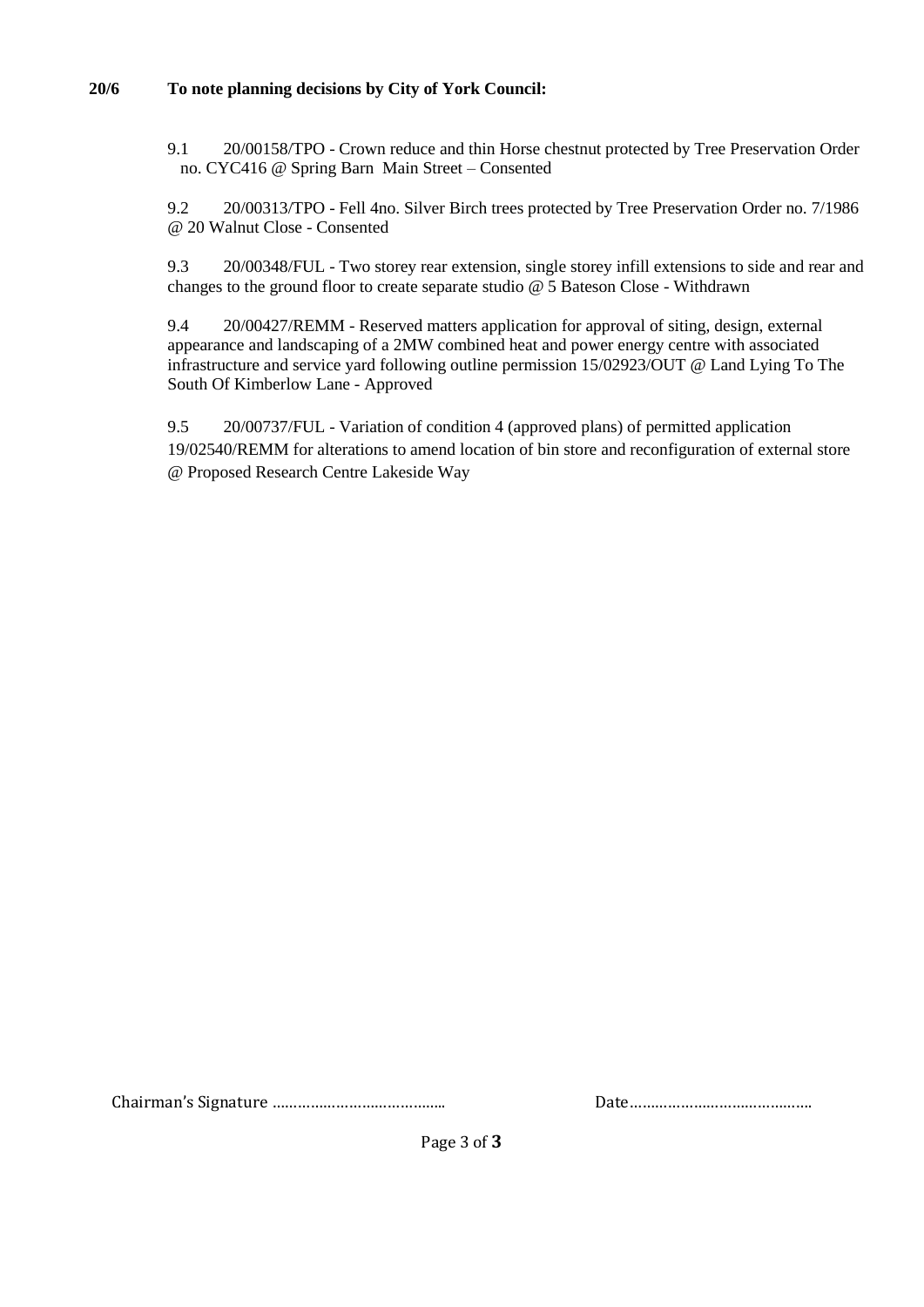**20/6 To note planning decisions by City of York Council:**

9.1 20/00158/TPO - Crown reduce and thin Horse chestnut protected by Tree Preservation Order no. CYC416 @ Spring Barn Main Street – Consented

9.2 20/00313/TPO - Fell 4no. Silver Birch trees protected by Tree Preservation Order no. 7/1986 @ 20 Walnut Close - Consented

9.3 20/00348/FUL - Two storey rear extension, single storey infill extensions to side and rear and changes to the ground floor to create separate studio @ 5 Bateson Close - Withdrawn

9.4 20/00427/REMM - Reserved matters application for approval of siting, design, external appearance and landscaping of a 2MW combined heat and power energy centre with associated infrastructure and service yard following outline permission 15/02923/OUT @ Land Lying To The South Of Kimberlow Lane - Approved

9.5 20/00737/FUL - Variation of condition 4 (approved plans) of permitted application 19/02540/REMM for alterations to amend location of bin store and reconfiguration of external store @ Proposed Research Centre Lakeside Way

Chairman's Signature ……………………………….. Date……………………………………